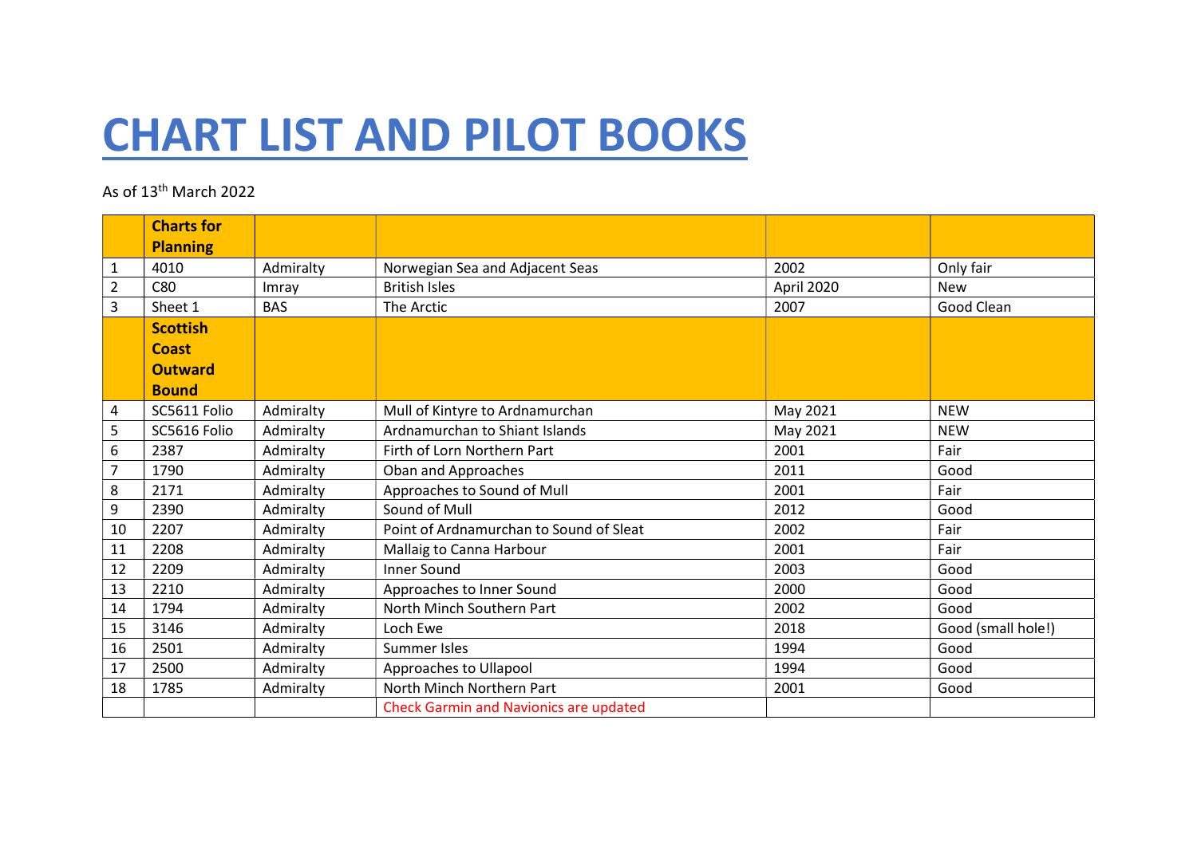# CHART LIST AND PILOT BOOKS

As of 13th March 2022

| | **Charts for Planning** | | | | |
|---|---|---|---|---|---|
| 1 | 4010 | Admiralty | Norwegian Sea and Adjacent Seas | 2002 | Only fair |
| 2 | C80 | Imray | British Isles | April 2020 | New |
| 3 | Sheet 1 | BAS | The Arctic | 2007 | Good Clean |
| | **Scottish Coast Outward Bound** | | | | |
| 4 | SC5611 Folio | Admiralty | Mull of Kintyre to Ardnamurchan | May 2021 | NEW |
| 5 | SC5616 Folio | Admiralty | Ardnamurchan to Shiant Islands | May 2021 | NEW |
| 6 | 2387 | Admiralty | Firth of Lorn Northern Part | 2001 | Fair |
| 7 | 1790 | Admiralty | Oban and Approaches | 2011 | Good |
| 8 | 2171 | Admiralty | Approaches to Sound of Mull | 2001 | Fair |
| 9 | 2390 | Admiralty | Sound of Mull | 2012 | Good |
| 10 | 2207 | Admiralty | Point of Ardnamurchan to Sound of Sleat | 2002 | Fair |
| 11 | 2208 | Admiralty | Mallaig to Canna Harbour | 2001 | Fair |
| 12 | 2209 | Admiralty | Inner Sound | 2003 | Good |
| 13 | 2210 | Admiralty | Approaches to Inner Sound | 2000 | Good |
| 14 | 1794 | Admiralty | North Minch Southern Part | 2002 | Good |
| 15 | 3146 | Admiralty | Loch Ewe | 2018 | Good (small hole!) |
| 16 | 2501 | Admiralty | Summer Isles | 1994 | Good |
| 17 | 2500 | Admiralty | Approaches to Ullapool | 1994 | Good |
| 18 | 1785 | Admiralty | North Minch Northern Part | 2001 | Good |
| | | | Check Garmin and Navionics are updated | | |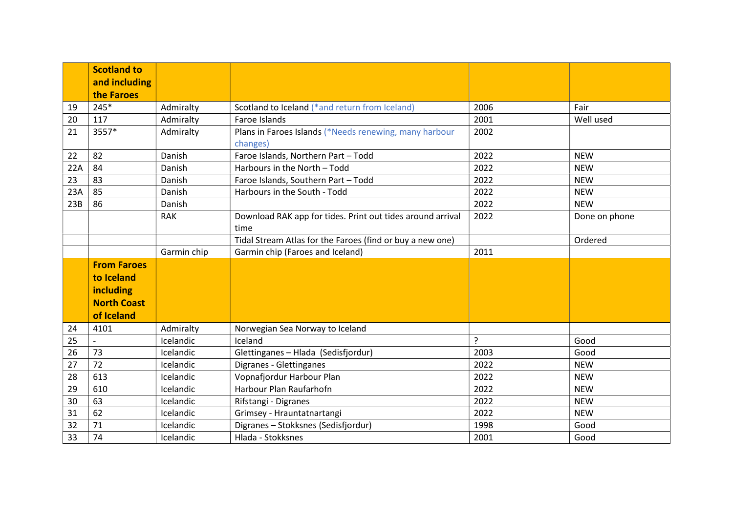| | **Scotland to and including the Faroes** | | | | |
|---|---|---|---|---|---|
| 19 | 245* | Admiralty | Scotland to Iceland (*and return from Iceland) | 2006 | Fair |
| 20 | 117 | Admiralty | Faroe Islands | 2001 | Well used |
| 21 | 3557* | Admiralty | Plans in Faroes Islands (*Needs renewing, many harbour changes) | 2002 | |
| 22 | 82 | Danish | Faroe Islands, Northern Part – Todd | 2022 | NEW |
| 22A | 84 | Danish | Harbours in the North – Todd | 2022 | NEW |
| 23 | 83 | Danish | Faroe Islands, Southern Part – Todd | 2022 | NEW |
| 23A | 85 | Danish | Harbours in the South - Todd | 2022 | NEW |
| 23B | 86 | Danish | | 2022 | NEW |
| | | RAK | Download RAK app for tides. Print out tides around arrival time | 2022 | Done on phone |
| | | | Tidal Stream Atlas for the Faroes (find or buy a new one) | | Ordered |
| | | Garmin chip | Garmin chip (Faroes and Iceland) | 2011 | |
| | **From Faroes to Iceland including North Coast of Iceland** | | | | |
| 24 | 4101 | Admiralty | Norwegian Sea Norway to Iceland | | |
| 25 | - | Icelandic | Iceland | ? | Good |
| 26 | 73 | Icelandic | Glettinganes – Hlada (Sedisfjordur) | 2003 | Good |
| 27 | 72 | Icelandic | Digranes - Glettinganes | 2022 | NEW |
| 28 | 613 | Icelandic | Vopnafjordur Harbour Plan | 2022 | NEW |
| 29 | 610 | Icelandic | Harbour Plan Raufarhofn | 2022 | NEW |
| 30 | 63 | Icelandic | Rifstangi - Digranes | 2022 | NEW |
| 31 | 62 | Icelandic | Grimsey - Hrauntatnartangi | 2022 | NEW |
| 32 | 71 | Icelandic | Digranes – Stokksnes (Sedisfjordur) | 1998 | Good |
| 33 | 74 | Icelandic | Hlada - Stokksnes | 2001 | Good |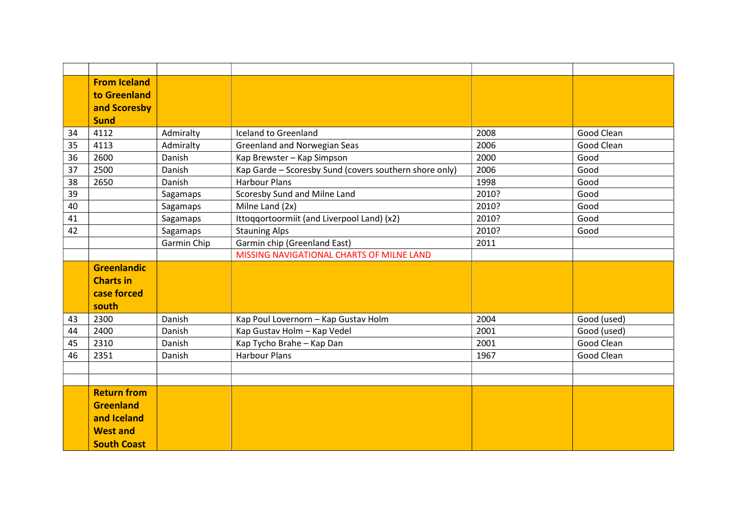| | | | | | |
|---|---|---|---|---|---|
| | **From Iceland to Greenland and Scoresby Sund** | | | | |
| 34 | 4112 | Admiralty | Iceland to Greenland | 2008 | Good Clean |
| 35 | 4113 | Admiralty | Greenland and Norwegian Seas | 2006 | Good Clean |
| 36 | 2600 | Danish | Kap Brewster – Kap Simpson | 2000 | Good |
| 37 | 2500 | Danish | Kap Garde – Scoresby Sund (covers southern shore only) | 2006 | Good |
| 38 | 2650 | Danish | Harbour Plans | 1998 | Good |
| 39 | | Sagamaps | Scoresby Sund and Milne Land | 2010? | Good |
| 40 | | Sagamaps | Milne Land (2x) | 2010? | Good |
| 41 | | Sagamaps | Ittoqqortoormiit (and Liverpool Land) (x2) | 2010? | Good |
| 42 | | Sagamaps | Stauning Alps | 2010? | Good |
| | | Garmin Chip | Garmin chip (Greenland East) | 2011 | |
| | | | MISSING NAVIGATIONAL CHARTS OF MILNE LAND | | |
| | **Greenlandic Charts in case forced south** | | | | |
| 43 | 2300 | Danish | Kap Poul Lovernorn – Kap Gustav Holm | 2004 | Good (used) |
| 44 | 2400 | Danish | Kap Gustav Holm – Kap Vedel | 2001 | Good (used) |
| 45 | 2310 | Danish | Kap Tycho Brahe – Kap Dan | 2001 | Good Clean |
| 46 | 2351 | Danish | Harbour Plans | 1967 | Good Clean |
| | | | | | |
| | | | | | |
| | **Return from Greenland and Iceland West and South Coast** | | | | |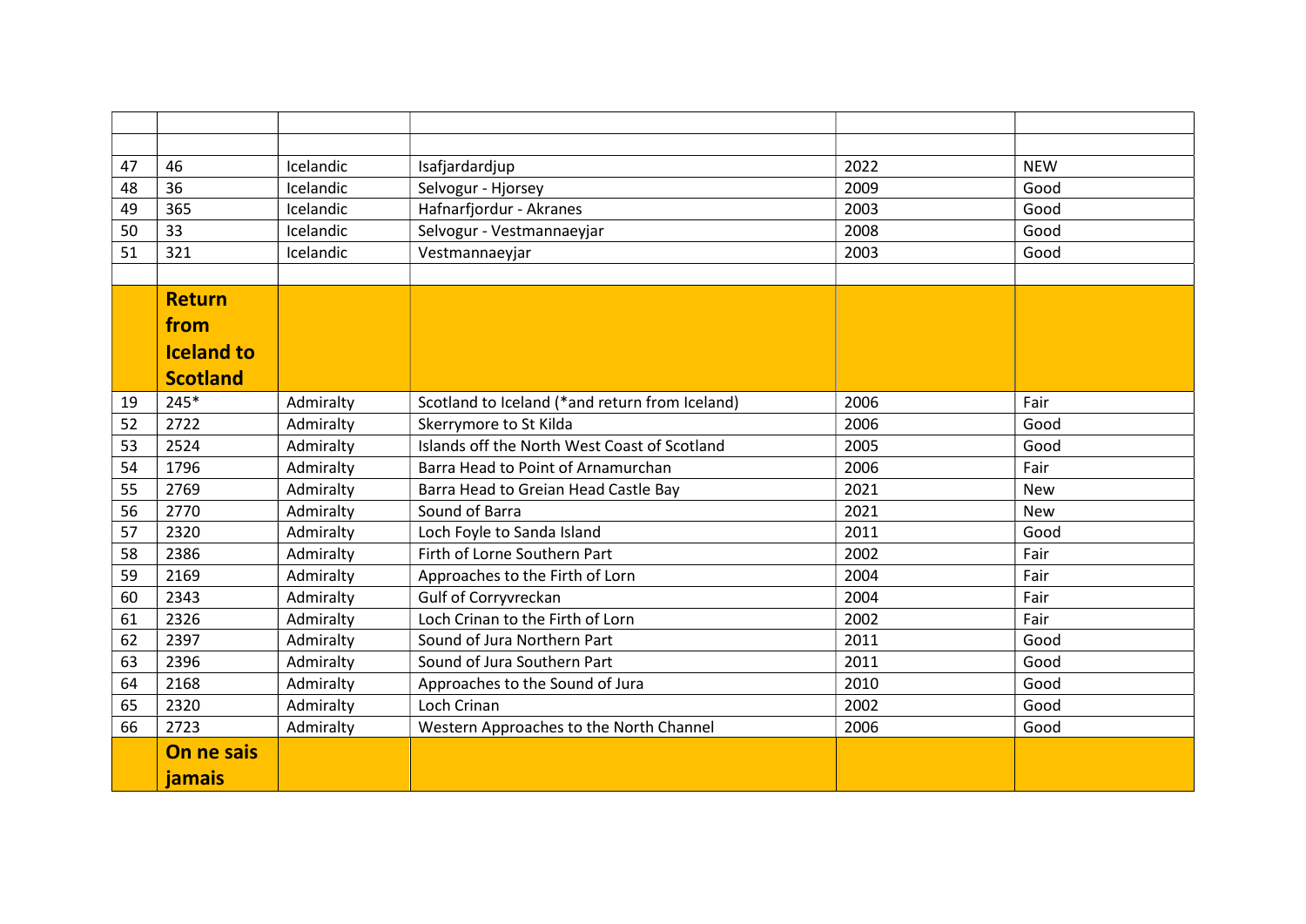| | | | | | |
|---|---|---|---|---|---|
| | | | | | |
| 47 | 46 | Icelandic | Isafjardardjup | 2022 | NEW |
| 48 | 36 | Icelandic | Selvogur - Hjorsey | 2009 | Good |
| 49 | 365 | Icelandic | Hafnarfjordur - Akranes | 2003 | Good |
| 50 | 33 | Icelandic | Selvogur - Vestmannaeyjar | 2008 | Good |
| 51 | 321 | Icelandic | Vestmannaeyjar | 2003 | Good |
| | | | | | |
| | **Return from Iceland to Scotland** | | | | |
| 19 | 245* | Admiralty | Scotland to Iceland (*and return from Iceland) | 2006 | Fair |
| 52 | 2722 | Admiralty | Skerrymore to St Kilda | 2006 | Good |
| 53 | 2524 | Admiralty | Islands off the North West Coast of Scotland | 2005 | Good |
| 54 | 1796 | Admiralty | Barra Head to Point of Arnamurchan | 2006 | Fair |
| 55 | 2769 | Admiralty | Barra Head to Greian Head Castle Bay | 2021 | New |
| 56 | 2770 | Admiralty | Sound of Barra | 2021 | New |
| 57 | 2320 | Admiralty | Loch Foyle to Sanda Island | 2011 | Good |
| 58 | 2386 | Admiralty | Firth of Lorne Southern Part | 2002 | Fair |
| 59 | 2169 | Admiralty | Approaches to the Firth of Lorn | 2004 | Fair |
| 60 | 2343 | Admiralty | Gulf of Corryvreckan | 2004 | Fair |
| 61 | 2326 | Admiralty | Loch Crinan to the Firth of Lorn | 2002 | Fair |
| 62 | 2397 | Admiralty | Sound of Jura Northern Part | 2011 | Good |
| 63 | 2396 | Admiralty | Sound of Jura Southern Part | 2011 | Good |
| 64 | 2168 | Admiralty | Approaches to the Sound of Jura | 2010 | Good |
| 65 | 2320 | Admiralty | Loch Crinan | 2002 | Good |
| 66 | 2723 | Admiralty | Western Approaches to the North Channel | 2006 | Good |
| | **On ne sais jamais** | | | | |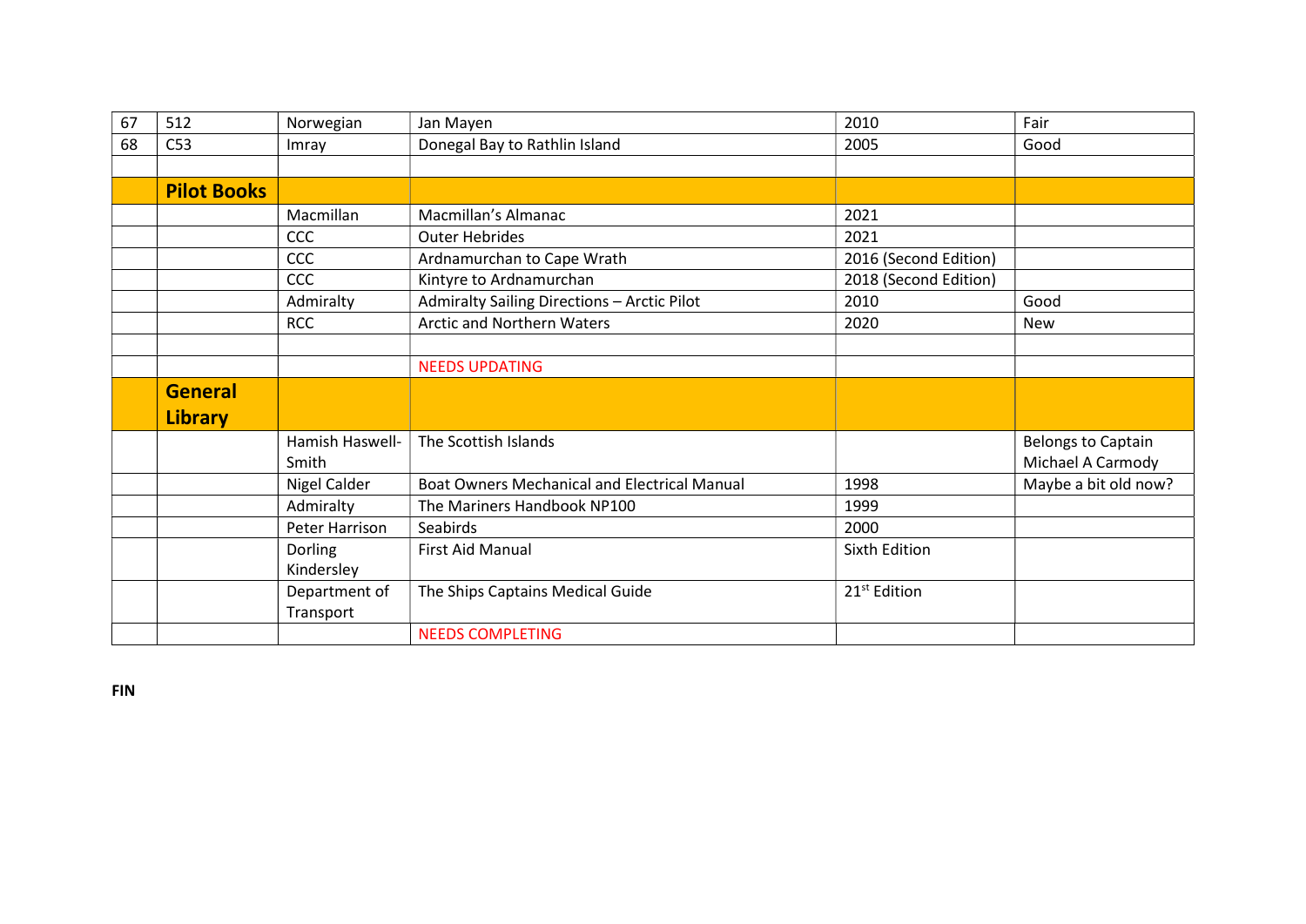| | | | | | |
|---|---|---|---|---|---|
| 67 | 512 | Norwegian | Jan Mayen | 2010 | Fair |
| 68 | C53 | Imray | Donegal Bay to Rathlin Island | 2005 | Good |
| | | | | | |
| | **Pilot Books** | | | | |
| | | Macmillan | Macmillan's Almanac | 2021 | |
| | | CCC | Outer Hebrides | 2021 | |
| | | CCC | Ardnamurchan to Cape Wrath | 2016 (Second Edition) | |
| | | CCC | Kintyre to Ardnamurchan | 2018 (Second Edition) | |
| | | Admiralty | Admiralty Sailing Directions – Arctic Pilot | 2010 | Good |
| | | RCC | Arctic and Northern Waters | 2020 | New |
| | | | | | |
| | | | NEEDS UPDATING | | |
| | **General Library** | | | | |
| | | Hamish Haswell-Smith | The Scottish Islands | | Belongs to Captain Michael A Carmody |
| | | Nigel Calder | Boat Owners Mechanical and Electrical Manual | 1998 | Maybe a bit old now? |
| | | Admiralty | The Mariners Handbook NP100 | 1999 | |
| | | Peter Harrison | Seabirds | 2000 | |
| | | Dorling Kindersley | First Aid Manual | Sixth Edition | |
| | | Department of Transport | The Ships Captains Medical Guide | 21st Edition | |
| | | | NEEDS COMPLETING | | |

**FIN**